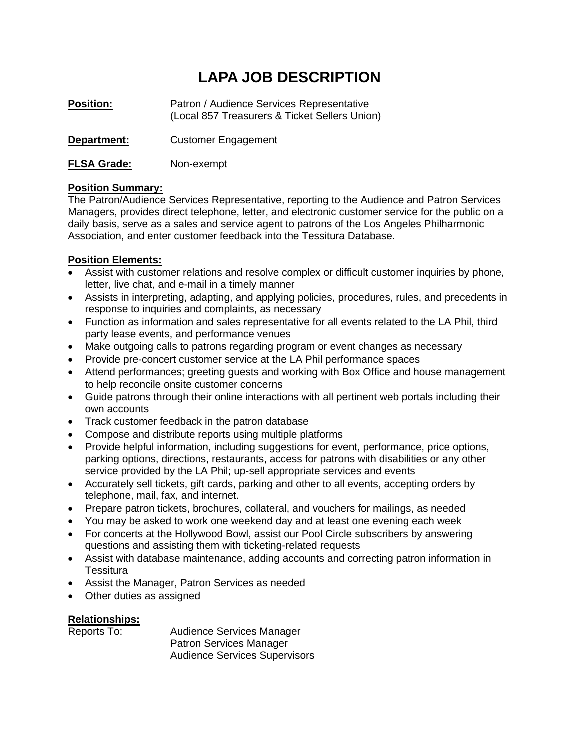# LAPA JOB DESCRIPTION

**Position:** Patron / Audience Services Representative
(Local 857 Treasurers & Ticket Sellers Union)

**Department:** Customer Engagement

**FLSA Grade:** Non-exempt

**Position Summary:**

The Patron/Audience Services Representative, reporting to the Audience and Patron Services Managers, provides direct telephone, letter, and electronic customer service for the public on a daily basis, serve as a sales and service agent to patrons of the Los Angeles Philharmonic Association, and enter customer feedback into the Tessitura Database.

**Position Elements:**

- Assist with customer relations and resolve complex or difficult customer inquiries by phone, letter, live chat, and e-mail in a timely manner
- Assists in interpreting, adapting, and applying policies, procedures, rules, and precedents in response to inquiries and complaints, as necessary
- Function as information and sales representative for all events related to the LA Phil, third party lease events, and performance venues
- Make outgoing calls to patrons regarding program or event changes as necessary
- Provide pre-concert customer service at the LA Phil performance spaces
- Attend performances; greeting guests and working with Box Office and house management to help reconcile onsite customer concerns
- Guide patrons through their online interactions with all pertinent web portals including their own accounts
- Track customer feedback in the patron database
- Compose and distribute reports using multiple platforms
- Provide helpful information, including suggestions for event, performance, price options, parking options, directions, restaurants, access for patrons with disabilities or any other service provided by the LA Phil; up-sell appropriate services and events
- Accurately sell tickets, gift cards, parking and other to all events, accepting orders by telephone, mail, fax, and internet.
- Prepare patron tickets, brochures, collateral, and vouchers for mailings, as needed
- You may be asked to work one weekend day and at least one evening each week
- For concerts at the Hollywood Bowl, assist our Pool Circle subscribers by answering questions and assisting them with ticketing-related requests
- Assist with database maintenance, adding accounts and correcting patron information in Tessitura
- Assist the Manager, Patron Services as needed
- Other duties as assigned

**Relationships:**

Reports To: Audience Services Manager
Patron Services Manager
Audience Services Supervisors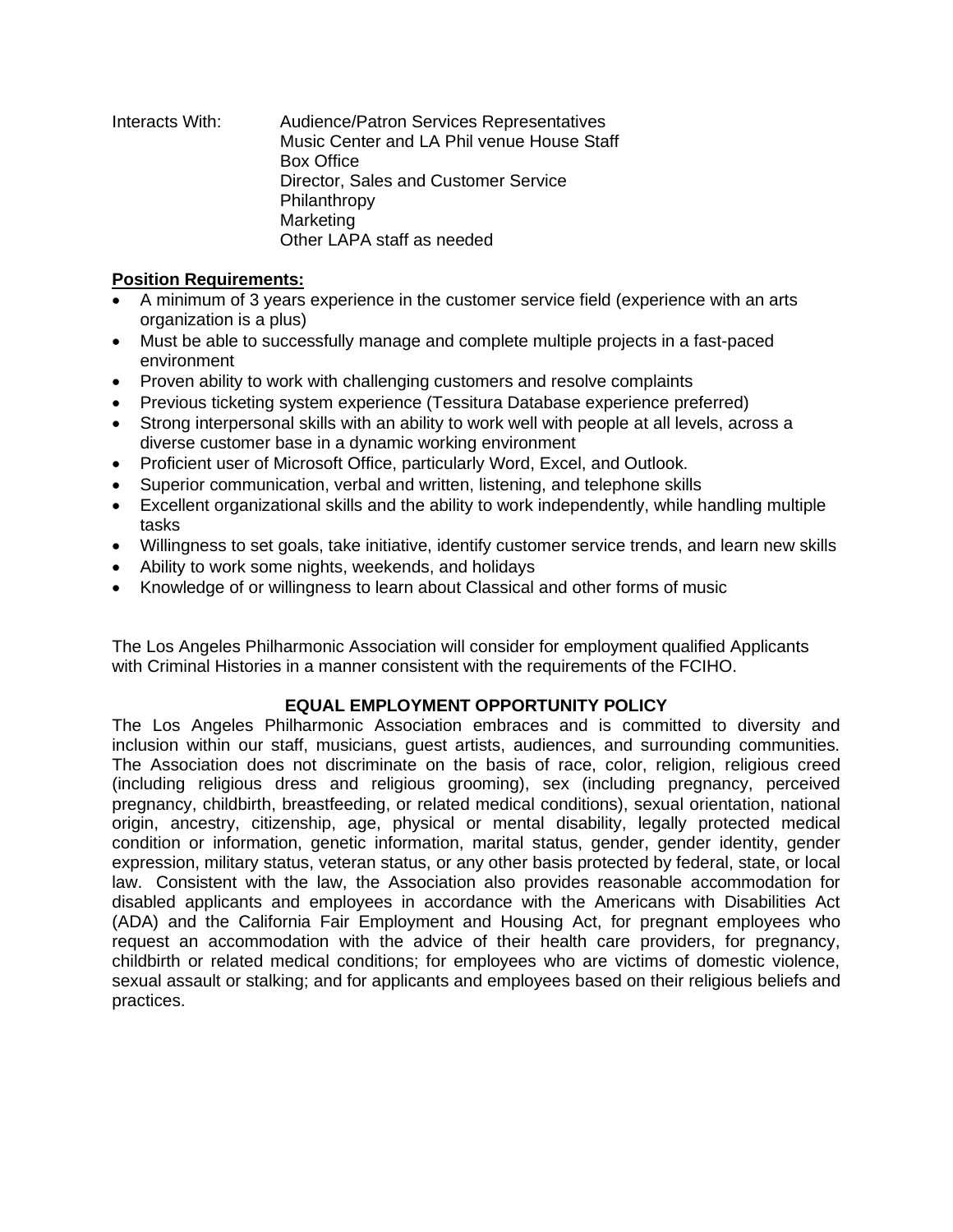Interacts With: Audience/Patron Services Representatives
Music Center and LA Phil venue House Staff
Box Office
Director, Sales and Customer Service
Philanthropy
Marketing
Other LAPA staff as needed

**Position Requirements:**

- A minimum of 3 years experience in the customer service field (experience with an arts organization is a plus)
- Must be able to successfully manage and complete multiple projects in a fast-paced environment
- Proven ability to work with challenging customers and resolve complaints
- Previous ticketing system experience (Tessitura Database experience preferred)
- Strong interpersonal skills with an ability to work well with people at all levels, across a diverse customer base in a dynamic working environment
- Proficient user of Microsoft Office, particularly Word, Excel, and Outlook.
- Superior communication, verbal and written, listening, and telephone skills
- Excellent organizational skills and the ability to work independently, while handling multiple tasks
- Willingness to set goals, take initiative, identify customer service trends, and learn new skills
- Ability to work some nights, weekends, and holidays
- Knowledge of or willingness to learn about Classical and other forms of music

The Los Angeles Philharmonic Association will consider for employment qualified Applicants with Criminal Histories in a manner consistent with the requirements of the FCIHO.

**EQUAL EMPLOYMENT OPPORTUNITY POLICY**

The Los Angeles Philharmonic Association embraces and is committed to diversity and inclusion within our staff, musicians, guest artists, audiences, and surrounding communities. The Association does not discriminate on the basis of race, color, religion, religious creed (including religious dress and religious grooming), sex (including pregnancy, perceived pregnancy, childbirth, breastfeeding, or related medical conditions), sexual orientation, national origin, ancestry, citizenship, age, physical or mental disability, legally protected medical condition or information, genetic information, marital status, gender, gender identity, gender expression, military status, veteran status, or any other basis protected by federal, state, or local law. Consistent with the law, the Association also provides reasonable accommodation for disabled applicants and employees in accordance with the Americans with Disabilities Act (ADA) and the California Fair Employment and Housing Act, for pregnant employees who request an accommodation with the advice of their health care providers, for pregnancy, childbirth or related medical conditions; for employees who are victims of domestic violence, sexual assault or stalking; and for applicants and employees based on their religious beliefs and practices.